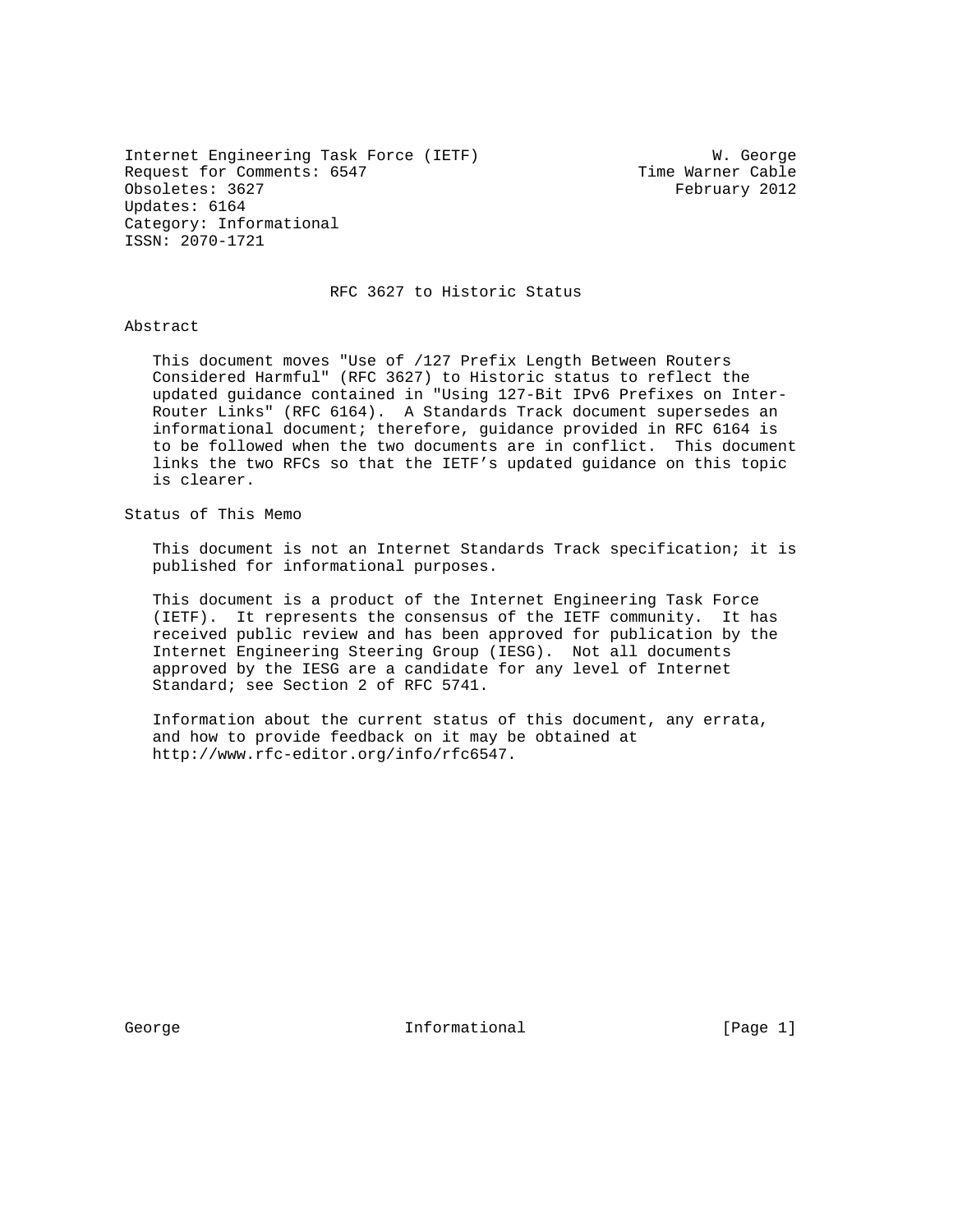Internet Engineering Task Force (IETF) W. George
Request for Comments: 6547 Time Warner Cable
Obsoletes: 3627 February 2012
Updates: 6164
Category: Informational
ISSN: 2070-1721

# RFC 3627 to Historic Status

## Abstract

This document moves "Use of /127 Prefix Length Between Routers Considered Harmful" (RFC 3627) to Historic status to reflect the updated guidance contained in "Using 127-Bit IPv6 Prefixes on Inter-Router Links" (RFC 6164). A Standards Track document supersedes an informational document; therefore, guidance provided in RFC 6164 is to be followed when the two documents are in conflict. This document links the two RFCs so that the IETF's updated guidance on this topic is clearer.

## Status of This Memo

This document is not an Internet Standards Track specification; it is published for informational purposes.

This document is a product of the Internet Engineering Task Force (IETF). It represents the consensus of the IETF community. It has received public review and has been approved for publication by the Internet Engineering Steering Group (IESG). Not all documents approved by the IESG are a candidate for any level of Internet Standard; see Section 2 of RFC 5741.

Information about the current status of this document, any errata, and how to provide feedback on it may be obtained at http://www.rfc-editor.org/info/rfc6547.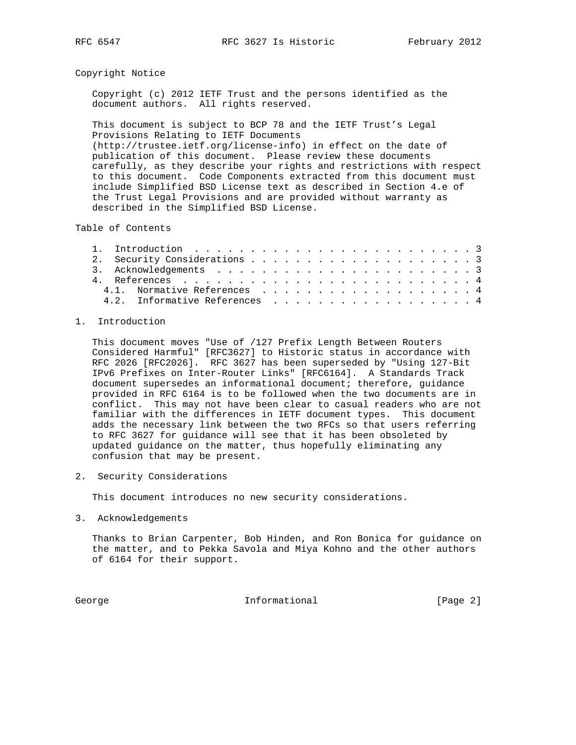## Copyright Notice

Copyright (c) 2012 IETF Trust and the persons identified as the document authors. All rights reserved.

This document is subject to BCP 78 and the IETF Trust's Legal Provisions Relating to IETF Documents (http://trustee.ietf.org/license-info) in effect on the date of publication of this document. Please review these documents carefully, as they describe your rights and restrictions with respect to this document. Code Components extracted from this document must include Simplified BSD License text as described in Section 4.e of the Trust Legal Provisions and are provided without warranty as described in the Simplified BSD License.

## Table of Contents

```
   1.  Introduction . . . . . . . . . . . . . . . . . . . . . . . . . 3
   2.  Security Considerations . . . . . . . . . . . . . . . . . . . . 3
   3.  Acknowledgements  . . . . . . . . . . . . . . . . . . . . . . . 3
   4.  References  . . . . . . . . . . . . . . . . . . . . . . . . . . 4
     4.1.  Normative References  . . . . . . . . . . . . . . . . . . . 4
     4.2.  Informative References  . . . . . . . . . . . . . . . . . . 4
```

## 1. Introduction

This document moves "Use of /127 Prefix Length Between Routers Considered Harmful" [RFC3627] to Historic status in accordance with RFC 2026 [RFC2026]. RFC 3627 has been superseded by "Using 127-Bit IPv6 Prefixes on Inter-Router Links" [RFC6164]. A Standards Track document supersedes an informational document; therefore, guidance provided in RFC 6164 is to be followed when the two documents are in conflict. This may not have been clear to casual readers who are not familiar with the differences in IETF document types. This document adds the necessary link between the two RFCs so that users referring to RFC 3627 for guidance will see that it has been obsoleted by updated guidance on the matter, thus hopefully eliminating any confusion that may be present.

## 2. Security Considerations

This document introduces no new security considerations.

## 3. Acknowledgements

Thanks to Brian Carpenter, Bob Hinden, and Ron Bonica for guidance on the matter, and to Pekka Savola and Miya Kohno and the other authors of 6164 for their support.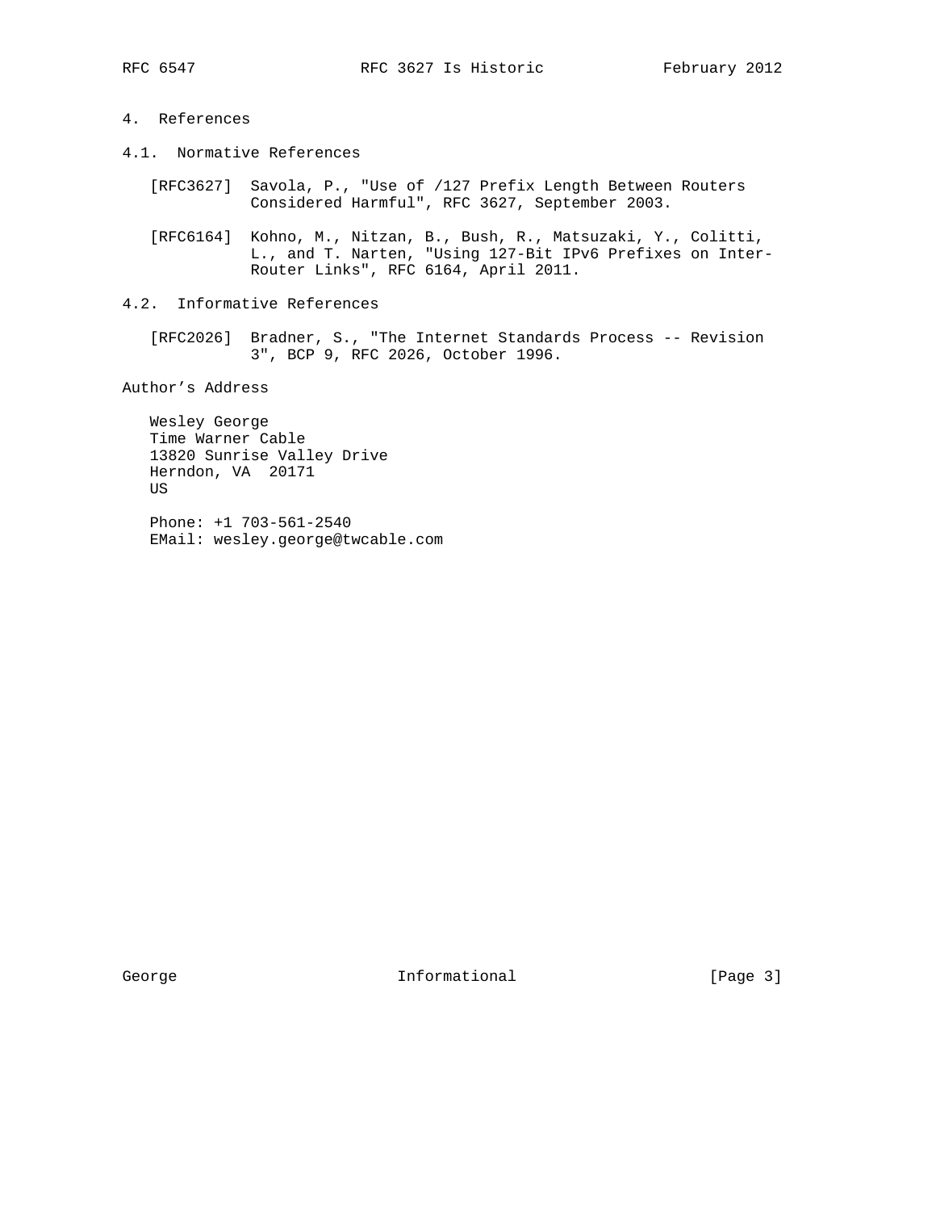## 4. References

### 4.1. Normative References

[RFC3627] Savola, P., "Use of /127 Prefix Length Between Routers Considered Harmful", RFC 3627, September 2003.

[RFC6164] Kohno, M., Nitzan, B., Bush, R., Matsuzaki, Y., Colitti, L., and T. Narten, "Using 127-Bit IPv6 Prefixes on Inter-Router Links", RFC 6164, April 2011.

### 4.2. Informative References

[RFC2026] Bradner, S., "The Internet Standards Process -- Revision 3", BCP 9, RFC 2026, October 1996.

## Author's Address

Wesley George
Time Warner Cable
13820 Sunrise Valley Drive
Herndon, VA 20171
US

Phone: +1 703-561-2540
EMail: wesley.george@twcable.com